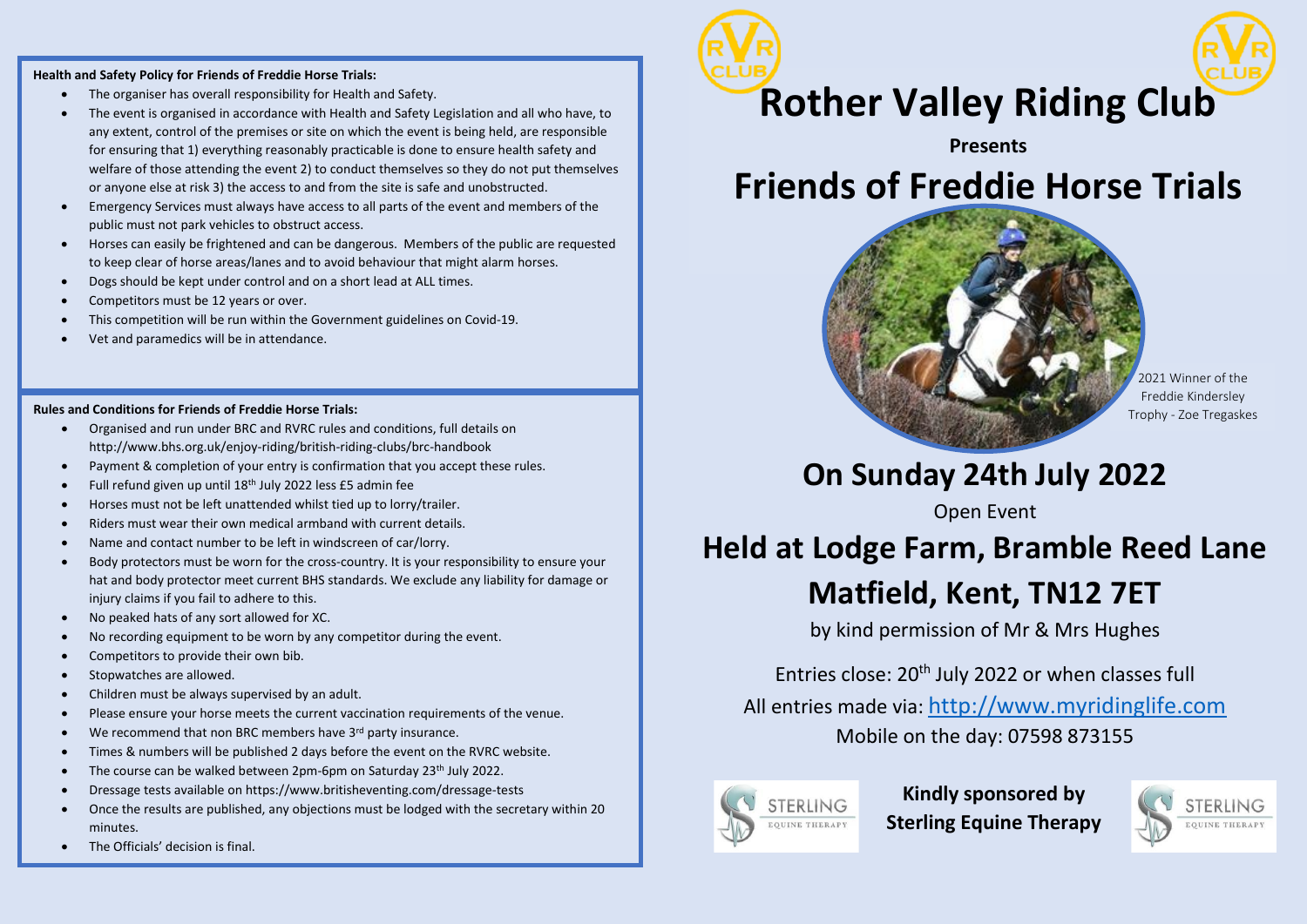**Health and Safety Policy for Friends of Freddie Horse Trials:**

- The organiser has overall responsibility for Health and Safety.
- The event is organised in accordance with Health and Safety Legislation and all who have, to any extent, control of the premises or site on which the event is being held, are responsible for ensuring that 1) everything reasonably practicable is done to ensure health safety and welfare of those attending the event 2) to conduct themselves so they do not put themselves or anyone else at risk 3) the access to and from the site is safe and unobstructed.
- Emergency Services must always have access to all parts of the event and members of the public must not park vehicles to obstruct access.
- Horses can easily be frightened and can be dangerous. Members of the public are requested to keep clear of horse areas/lanes and to avoid behaviour that might alarm horses.
- Dogs should be kept under control and on a short lead at ALL times.
- Competitors must be 12 years or over.
- This competition will be run within the Government guidelines on Covid-19.
- Vet and paramedics will be in attendance.

**Rules and Conditions for Friends of Freddie Horse Trials:**

- Organised and run under BRC and RVRC rules and conditions, full details on http://www.bhs.org.uk/enjoy-riding/british-riding-clubs/brc-handbook
- Payment & completion of your entry is confirmation that you accept these rules.
- Full refund given up until 18th July 2022 less £5 admin fee
- Horses must not be left unattended whilst tied up to lorry/trailer.
- Riders must wear their own medical armband with current details.
- Name and contact number to be left in windscreen of car/lorry.
- Body protectors must be worn for the cross-country. It is your responsibility to ensure your hat and body protector meet current BHS standards. We exclude any liability for damage or injury claims if you fail to adhere to this.
- No peaked hats of any sort allowed for XC.
- No recording equipment to be worn by any competitor during the event.
- Competitors to provide their own bib.
- Stopwatches are allowed.
- Children must be always supervised by an adult.
- Please ensure your horse meets the current vaccination requirements of the venue.
- We recommend that non BRC members have 3rd party insurance.
- Times & numbers will be published 2 days before the event on the RVRC website.
- The course can be walked between 2pm-6pm on Saturday 23rd July 2022.
- Dressage tests available on https://www.britisheventing.com/dressage-tests
- Once the results are published, any objections must be lodged with the secretary within 20 minutes.
- The Officials' decision is final.

# Rother Valley Riding Club

**Presents**

# Friends of Freddie Horse Trials

2021 Winner of the Freddie Kindersley Trophy - Zoe Tregaskes

## On Sunday 24th July 2022

Open Event

## Held at Lodge Farm, Bramble Reed Lane Matfield, Kent, TN12 7ET

by kind permission of Mr & Mrs Hughes

Entries close: 20th July 2022 or when classes full

All entries made via: http://www.myridinglife.com

Mobile on the day: 07598 873155

**Kindly sponsored by Sterling Equine Therapy**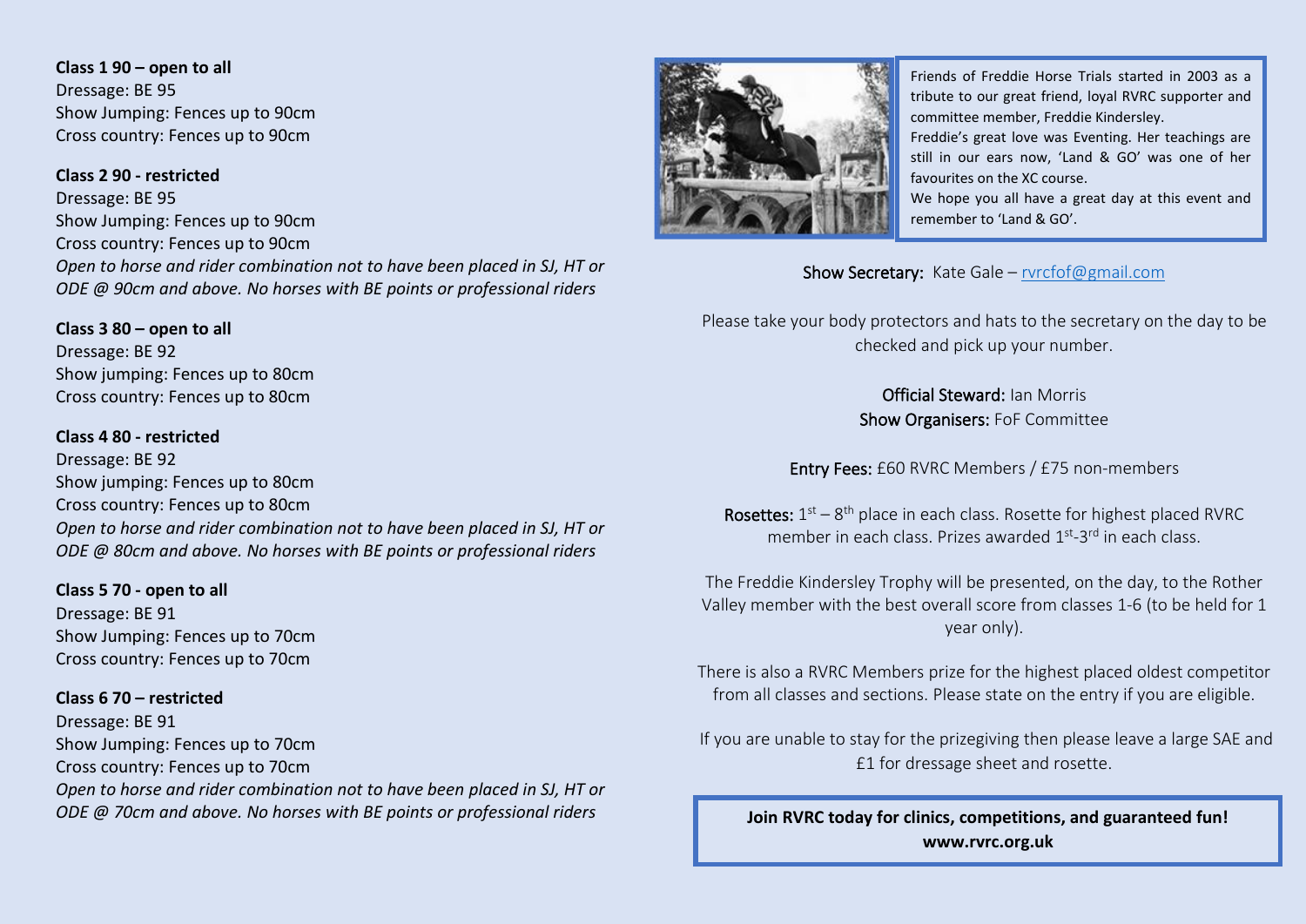**Class 1 90 – open to all**
Dressage: BE 95
Show Jumping: Fences up to 90cm
Cross country: Fences up to 90cm

**Class 2 90 - restricted**
Dressage: BE 95
Show Jumping: Fences up to 90cm
Cross country: Fences up to 90cm
*Open to horse and rider combination not to have been placed in SJ, HT or ODE @ 90cm and above. No horses with BE points or professional riders*

**Class 3 80 – open to all**
Dressage: BE 92
Show jumping: Fences up to 80cm
Cross country: Fences up to 80cm

**Class 4 80 - restricted**
Dressage: BE 92
Show jumping: Fences up to 80cm
Cross country: Fences up to 80cm
*Open to horse and rider combination not to have been placed in SJ, HT or ODE @ 80cm and above. No horses with BE points or professional riders*

**Class 5 70 - open to all**
Dressage: BE 91
Show Jumping: Fences up to 70cm
Cross country: Fences up to 70cm

**Class 6 70 – restricted**
Dressage: BE 91
Show Jumping: Fences up to 70cm
Cross country: Fences up to 70cm
*Open to horse and rider combination not to have been placed in SJ, HT or ODE @ 70cm and above. No horses with BE points or professional riders*

Friends of Freddie Horse Trials started in 2003 as a tribute to our great friend, loyal RVRC supporter and committee member, Freddie Kindersley.
Freddie's great love was Eventing. Her teachings are still in our ears now, 'Land & GO' was one of her favourites on the XC course.
We hope you all have a great day at this event and remember to 'Land & GO'.

Show Secretary: Kate Gale – rvrcfof@gmail.com

Please take your body protectors and hats to the secretary on the day to be checked and pick up your number.

Official Steward: Ian Morris
Show Organisers: FoF Committee

Entry Fees: £60 RVRC Members / £75 non-members

Rosettes: 1st – 8th place in each class. Rosette for highest placed RVRC member in each class. Prizes awarded 1st-3rd in each class.

The Freddie Kindersley Trophy will be presented, on the day, to the Rother Valley member with the best overall score from classes 1-6 (to be held for 1 year only).

There is also a RVRC Members prize for the highest placed oldest competitor from all classes and sections. Please state on the entry if you are eligible.

If you are unable to stay for the prizegiving then please leave a large SAE and £1 for dressage sheet and rosette.

**Join RVRC today for clinics, competitions, and guaranteed fun!**
**www.rvrc.org.uk**